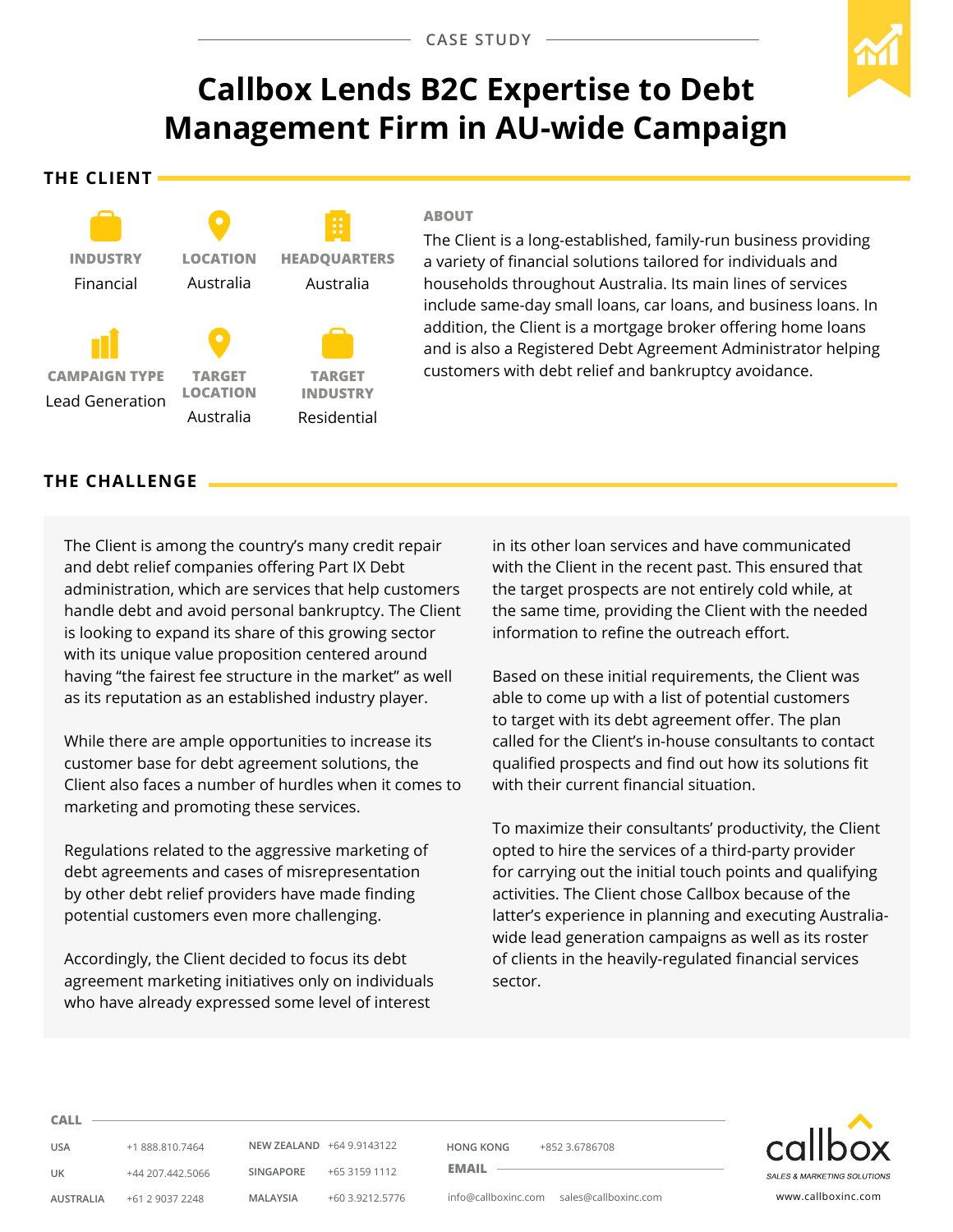CASE STUDY

# Callbox Lends B2C Expertise to Debt Management Firm in AU-wide Campaign

## THE CLIENT

| INDUSTRY | LOCATION | HEADQUARTERS |
|---|---|---|
| Financial | Australia | Australia |

| CAMPAIGN TYPE | TARGET LOCATION | TARGET INDUSTRY |
|---|---|---|
| Lead Generation | Australia | Residential |

### ABOUT

The Client is a long-established, family-run business providing a variety of financial solutions tailored for individuals and households throughout Australia. Its main lines of services include same-day small loans, car loans, and business loans. In addition, the Client is a mortgage broker offering home loans and is also a Registered Debt Agreement Administrator helping customers with debt relief and bankruptcy avoidance.

## THE CHALLENGE

The Client is among the country's many credit repair and debt relief companies offering Part IX Debt administration, which are services that help customers handle debt and avoid personal bankruptcy. The Client is looking to expand its share of this growing sector with its unique value proposition centered around having "the fairest fee structure in the market" as well as its reputation as an established industry player.

While there are ample opportunities to increase its customer base for debt agreement solutions, the Client also faces a number of hurdles when it comes to marketing and promoting these services.

Regulations related to the aggressive marketing of debt agreements and cases of misrepresentation by other debt relief providers have made finding potential customers even more challenging.

Accordingly, the Client decided to focus its debt agreement marketing initiatives only on individuals who have already expressed some level of interest in its other loan services and have communicated with the Client in the recent past. This ensured that the target prospects are not entirely cold while, at the same time, providing the Client with the needed information to refine the outreach effort.

Based on these initial requirements, the Client was able to come up with a list of potential customers to target with its debt agreement offer. The plan called for the Client's in-house consultants to contact qualified prospects and find out how its solutions fit with their current financial situation.

To maximize their consultants' productivity, the Client opted to hire the services of a third-party provider for carrying out the initial touch points and qualifying activities. The Client chose Callbox because of the latter's experience in planning and executing Australia-wide lead generation campaigns as well as its roster of clients in the heavily-regulated financial services sector.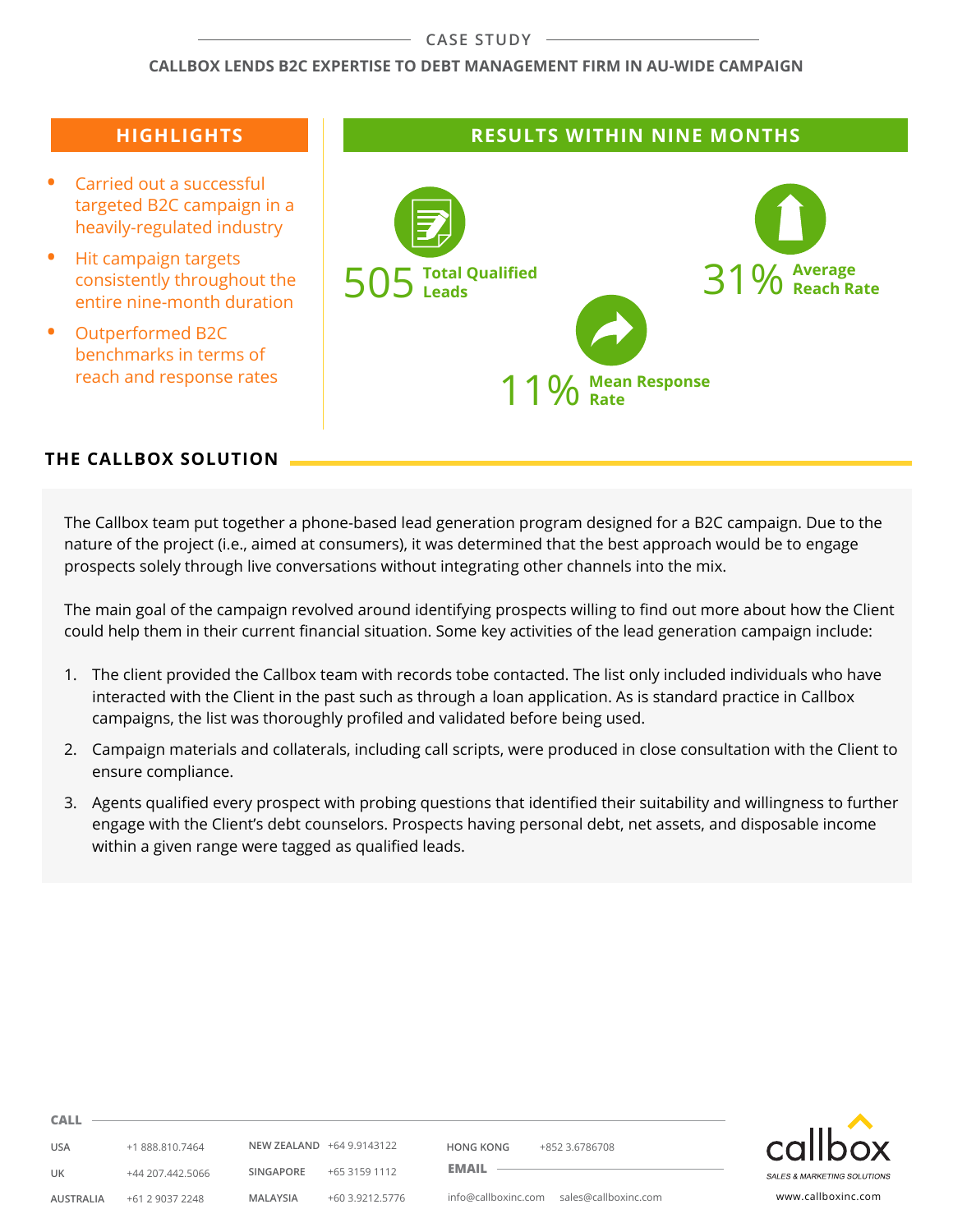CASE STUDY

## CALLBOX LENDS B2C EXPERTISE TO DEBT MANAGEMENT FIRM IN AU-WIDE CAMPAIGN

### HIGHLIGHTS

- Carried out a successful targeted B2C campaign in a heavily-regulated industry
- Hit campaign targets consistently throughout the entire nine-month duration
- Outperformed B2C benchmarks in terms of reach and response rates

### RESULTS WITHIN NINE MONTHS

**505** Total Qualified Leads

**31%** Average Reach Rate

**11%** Mean Response Rate

## THE CALLBOX SOLUTION

The Callbox team put together a phone-based lead generation program designed for a B2C campaign. Due to the nature of the project (i.e., aimed at consumers), it was determined that the best approach would be to engage prospects solely through live conversations without integrating other channels into the mix.

The main goal of the campaign revolved around identifying prospects willing to find out more about how the Client could help them in their current financial situation. Some key activities of the lead generation campaign include:

1. The client provided the Callbox team with records tobe contacted. The list only included individuals who have interacted with the Client in the past such as through a loan application. As is standard practice in Callbox campaigns, the list was thoroughly profiled and validated before being used.
2. Campaign materials and collaterals, including call scripts, were produced in close consultation with the Client to ensure compliance.
3. Agents qualified every prospect with probing questions that identified their suitability and willingness to further engage with the Client's debt counselors. Prospects having personal debt, net assets, and disposable income within a given range were tagged as qualified leads.

**CALL**

| | | | | | |
|---|---|---|---|---|---|
| USA | +1 888.810.7464 | NEW ZEALAND | +64 9.9143122 | HONG KONG | +852 3.6786708 |
| UK | +44 207.442.5066 | SINGAPORE | +65 3159 1112 | | |
| AUSTRALIA | +61 2 9037 2248 | MALAYSIA | +60 3.9212.5776 | | |

**EMAIL**

info@callboxinc.com sales@callboxinc.com

callbox SALES & MARKETING SOLUTIONS

www.callboxinc.com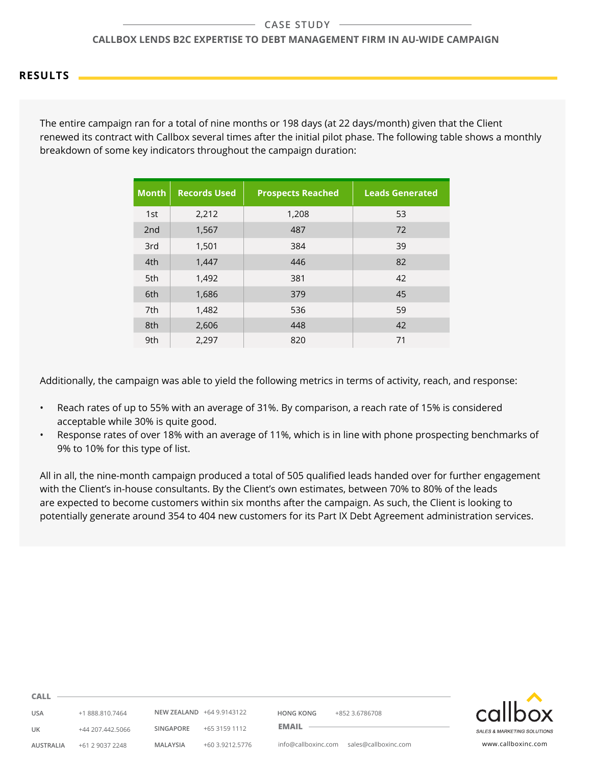## RESULTS

The entire campaign ran for a total of nine months or 198 days (at 22 days/month) given that the Client renewed its contract with Callbox several times after the initial pilot phase. The following table shows a monthly breakdown of some key indicators throughout the campaign duration:

| Month | Records Used | Prospects Reached | Leads Generated |
|---|---|---|---|
| 1st | 2,212 | 1,208 | 53 |
| 2nd | 1,567 | 487 | 72 |
| 3rd | 1,501 | 384 | 39 |
| 4th | 1,447 | 446 | 82 |
| 5th | 1,492 | 381 | 42 |
| 6th | 1,686 | 379 | 45 |
| 7th | 1,482 | 536 | 59 |
| 8th | 2,606 | 448 | 42 |
| 9th | 2,297 | 820 | 71 |

Additionally, the campaign was able to yield the following metrics in terms of activity, reach, and response:

- Reach rates of up to 55% with an average of 31%. By comparison, a reach rate of 15% is considered acceptable while 30% is quite good.
- Response rates of over 18% with an average of 11%, which is in line with phone prospecting benchmarks of 9% to 10% for this type of list.

All in all, the nine-month campaign produced a total of 505 qualified leads handed over for further engagement with the Client's in-house consultants. By the Client's own estimates, between 70% to 80% of the leads are expected to become customers within six months after the campaign. As such, the Client is looking to potentially generate around 354 to 404 new customers for its Part IX Debt Agreement administration services.